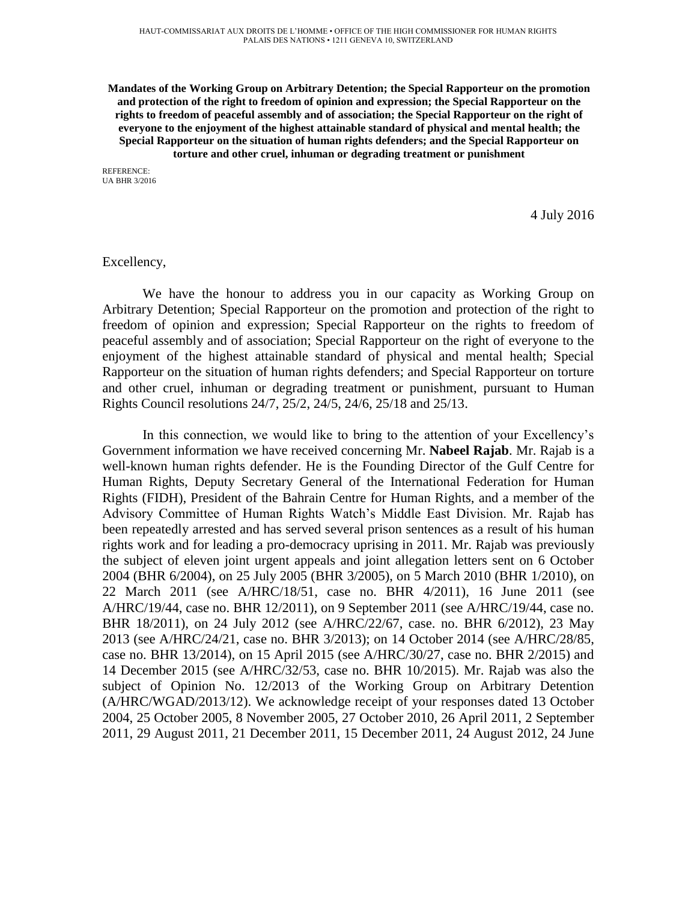HAUT-COMMISSARIAT AUX DROITS DE L'HOMME • OFFICE OF THE HIGH COMMISSIONER FOR HUMAN RIGHTS
PALAIS DES NATIONS • 1211 GENEVA 10, SWITZERLAND

**Mandates of the Working Group on Arbitrary Detention; the Special Rapporteur on the promotion and protection of the right to freedom of opinion and expression; the Special Rapporteur on the rights to freedom of peaceful assembly and of association; the Special Rapporteur on the right of everyone to the enjoyment of the highest attainable standard of physical and mental health; the Special Rapporteur on the situation of human rights defenders; and the Special Rapporteur on torture and other cruel, inhuman or degrading treatment or punishment**

REFERENCE:
UA BHR 3/2016

4 July 2016

Excellency,

We have the honour to address you in our capacity as Working Group on Arbitrary Detention; Special Rapporteur on the promotion and protection of the right to freedom of opinion and expression; Special Rapporteur on the rights to freedom of peaceful assembly and of association; Special Rapporteur on the right of everyone to the enjoyment of the highest attainable standard of physical and mental health; Special Rapporteur on the situation of human rights defenders; and Special Rapporteur on torture and other cruel, inhuman or degrading treatment or punishment, pursuant to Human Rights Council resolutions 24/7, 25/2, 24/5, 24/6, 25/18 and 25/13.

In this connection, we would like to bring to the attention of your Excellency's Government information we have received concerning Mr. **Nabeel Rajab**. Mr. Rajab is a well-known human rights defender. He is the Founding Director of the Gulf Centre for Human Rights, Deputy Secretary General of the International Federation for Human Rights (FIDH), President of the Bahrain Centre for Human Rights, and a member of the Advisory Committee of Human Rights Watch's Middle East Division. Mr. Rajab has been repeatedly arrested and has served several prison sentences as a result of his human rights work and for leading a pro-democracy uprising in 2011. Mr. Rajab was previously the subject of eleven joint urgent appeals and joint allegation letters sent on 6 October 2004 (BHR 6/2004), on 25 July 2005 (BHR 3/2005), on 5 March 2010 (BHR 1/2010), on 22 March 2011 (see A/HRC/18/51, case no. BHR 4/2011), 16 June 2011 (see A/HRC/19/44, case no. BHR 12/2011), on 9 September 2011 (see A/HRC/19/44, case no. BHR 18/2011), on 24 July 2012 (see A/HRC/22/67, case. no. BHR 6/2012), 23 May 2013 (see A/HRC/24/21, case no. BHR 3/2013); on 14 October 2014 (see A/HRC/28/85, case no. BHR 13/2014), on 15 April 2015 (see A/HRC/30/27, case no. BHR 2/2015) and 14 December 2015 (see A/HRC/32/53, case no. BHR 10/2015). Mr. Rajab was also the subject of Opinion No. 12/2013 of the Working Group on Arbitrary Detention (A/HRC/WGAD/2013/12). We acknowledge receipt of your responses dated 13 October 2004, 25 October 2005, 8 November 2005, 27 October 2010, 26 April 2011, 2 September 2011, 29 August 2011, 21 December 2011, 15 December 2011, 24 August 2012, 24 June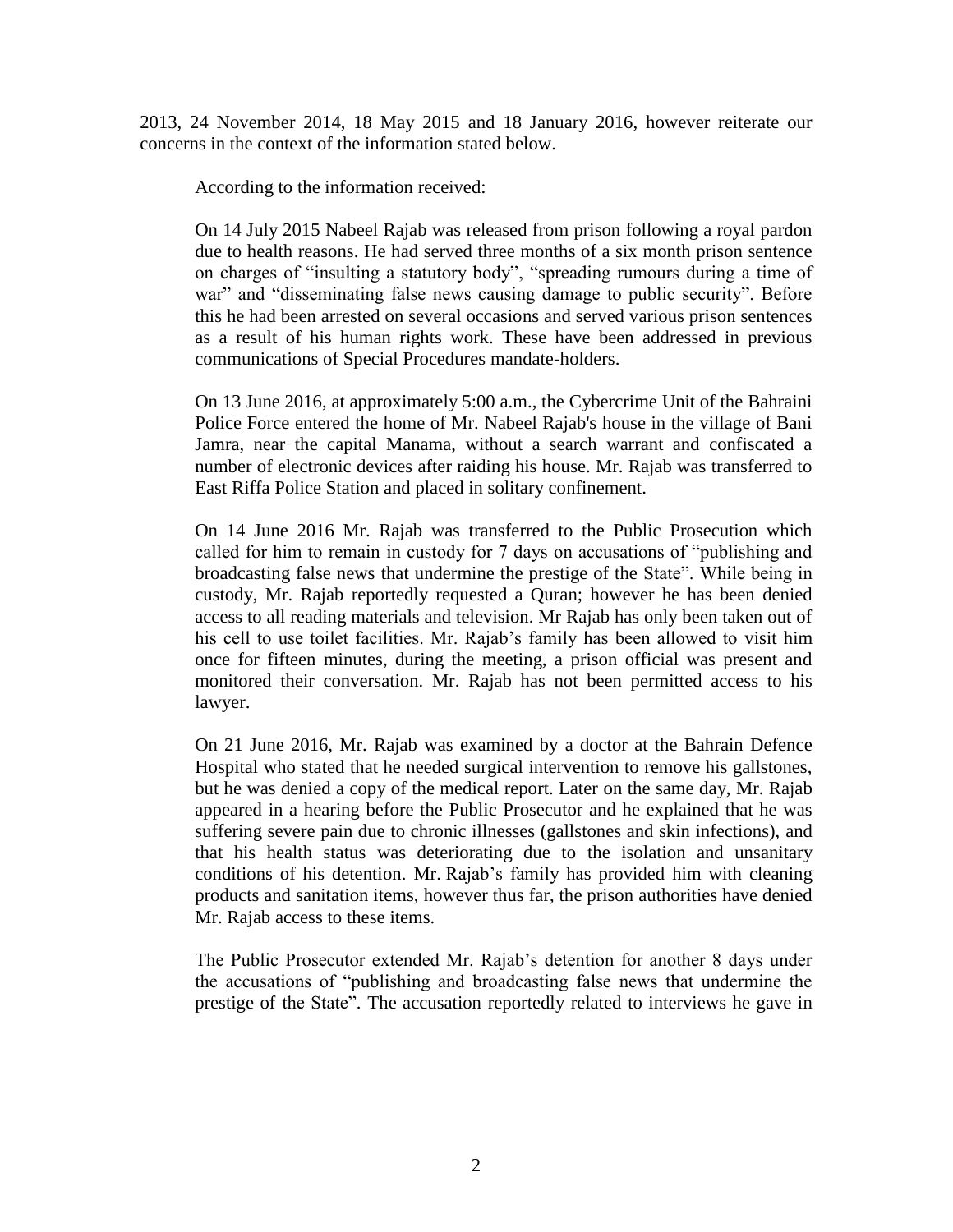2013, 24 November 2014, 18 May 2015 and 18 January 2016, however reiterate our concerns in the context of the information stated below.

According to the information received:

On 14 July 2015 Nabeel Rajab was released from prison following a royal pardon due to health reasons. He had served three months of a six month prison sentence on charges of "insulting a statutory body", "spreading rumours during a time of war" and "disseminating false news causing damage to public security". Before this he had been arrested on several occasions and served various prison sentences as a result of his human rights work. These have been addressed in previous communications of Special Procedures mandate-holders.

On 13 June 2016, at approximately 5:00 a.m., the Cybercrime Unit of the Bahraini Police Force entered the home of Mr. Nabeel Rajab's house in the village of Bani Jamra, near the capital Manama, without a search warrant and confiscated a number of electronic devices after raiding his house. Mr. Rajab was transferred to East Riffa Police Station and placed in solitary confinement.

On 14 June 2016 Mr. Rajab was transferred to the Public Prosecution which called for him to remain in custody for 7 days on accusations of "publishing and broadcasting false news that undermine the prestige of the State". While being in custody, Mr. Rajab reportedly requested a Quran; however he has been denied access to all reading materials and television. Mr Rajab has only been taken out of his cell to use toilet facilities. Mr. Rajab's family has been allowed to visit him once for fifteen minutes, during the meeting, a prison official was present and monitored their conversation. Mr. Rajab has not been permitted access to his lawyer.

On 21 June 2016, Mr. Rajab was examined by a doctor at the Bahrain Defence Hospital who stated that he needed surgical intervention to remove his gallstones, but he was denied a copy of the medical report. Later on the same day, Mr. Rajab appeared in a hearing before the Public Prosecutor and he explained that he was suffering severe pain due to chronic illnesses (gallstones and skin infections), and that his health status was deteriorating due to the isolation and unsanitary conditions of his detention. Mr. Rajab's family has provided him with cleaning products and sanitation items, however thus far, the prison authorities have denied Mr. Rajab access to these items.

The Public Prosecutor extended Mr. Rajab's detention for another 8 days under the accusations of "publishing and broadcasting false news that undermine the prestige of the State". The accusation reportedly related to interviews he gave in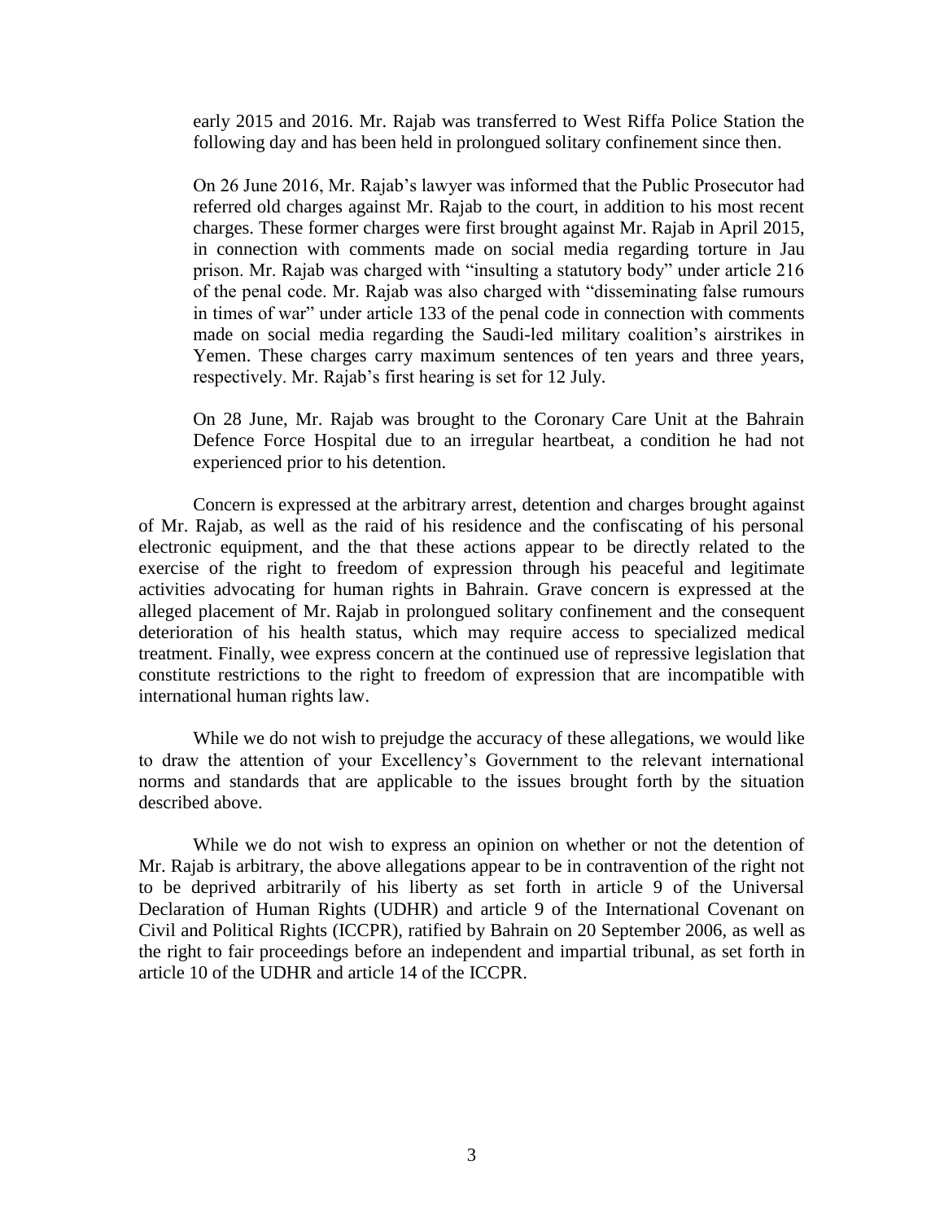early 2015 and 2016. Mr. Rajab was transferred to West Riffa Police Station the following day and has been held in prolongued solitary confinement since then.

On 26 June 2016, Mr. Rajab's lawyer was informed that the Public Prosecutor had referred old charges against Mr. Rajab to the court, in addition to his most recent charges. These former charges were first brought against Mr. Rajab in April 2015, in connection with comments made on social media regarding torture in Jau prison. Mr. Rajab was charged with "insulting a statutory body" under article 216 of the penal code. Mr. Rajab was also charged with "disseminating false rumours in times of war" under article 133 of the penal code in connection with comments made on social media regarding the Saudi-led military coalition's airstrikes in Yemen. These charges carry maximum sentences of ten years and three years, respectively. Mr. Rajab's first hearing is set for 12 July.

On 28 June, Mr. Rajab was brought to the Coronary Care Unit at the Bahrain Defence Force Hospital due to an irregular heartbeat, a condition he had not experienced prior to his detention.

Concern is expressed at the arbitrary arrest, detention and charges brought against of Mr. Rajab, as well as the raid of his residence and the confiscating of his personal electronic equipment, and the that these actions appear to be directly related to the exercise of the right to freedom of expression through his peaceful and legitimate activities advocating for human rights in Bahrain. Grave concern is expressed at the alleged placement of Mr. Rajab in prolongued solitary confinement and the consequent deterioration of his health status, which may require access to specialized medical treatment. Finally, wee express concern at the continued use of repressive legislation that constitute restrictions to the right to freedom of expression that are incompatible with international human rights law.

While we do not wish to prejudge the accuracy of these allegations, we would like to draw the attention of your Excellency's Government to the relevant international norms and standards that are applicable to the issues brought forth by the situation described above.

While we do not wish to express an opinion on whether or not the detention of Mr. Rajab is arbitrary, the above allegations appear to be in contravention of the right not to be deprived arbitrarily of his liberty as set forth in article 9 of the Universal Declaration of Human Rights (UDHR) and article 9 of the International Covenant on Civil and Political Rights (ICCPR), ratified by Bahrain on 20 September 2006, as well as the right to fair proceedings before an independent and impartial tribunal, as set forth in article 10 of the UDHR and article 14 of the ICCPR.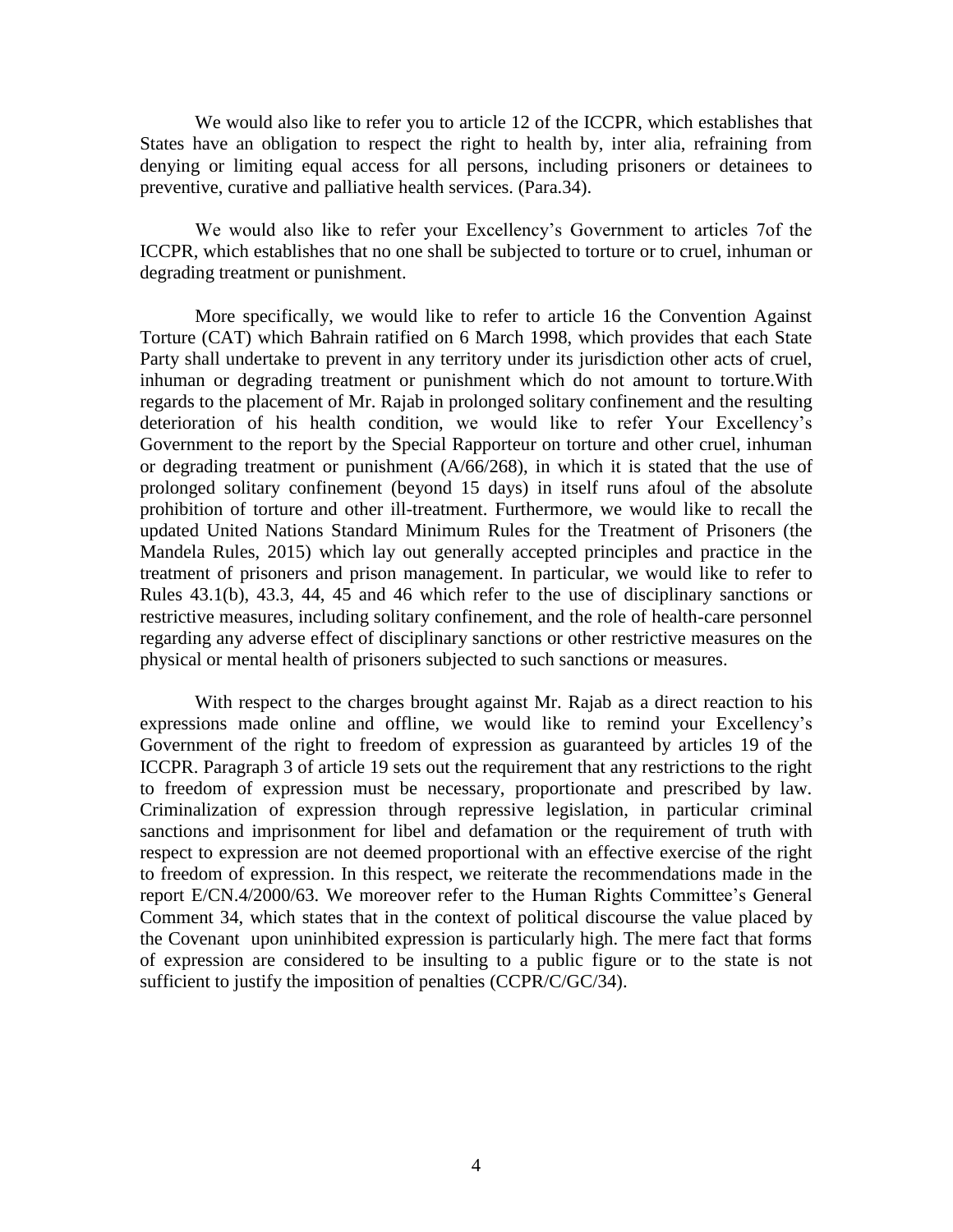We would also like to refer you to article 12 of the ICCPR, which establishes that States have an obligation to respect the right to health by, inter alia, refraining from denying or limiting equal access for all persons, including prisoners or detainees to preventive, curative and palliative health services. (Para.34).

We would also like to refer your Excellency's Government to articles 7of the ICCPR, which establishes that no one shall be subjected to torture or to cruel, inhuman or degrading treatment or punishment.

More specifically, we would like to refer to article 16 the Convention Against Torture (CAT) which Bahrain ratified on 6 March 1998, which provides that each State Party shall undertake to prevent in any territory under its jurisdiction other acts of cruel, inhuman or degrading treatment or punishment which do not amount to torture.With regards to the placement of Mr. Rajab in prolonged solitary confinement and the resulting deterioration of his health condition, we would like to refer Your Excellency's Government to the report by the Special Rapporteur on torture and other cruel, inhuman or degrading treatment or punishment (A/66/268), in which it is stated that the use of prolonged solitary confinement (beyond 15 days) in itself runs afoul of the absolute prohibition of torture and other ill-treatment. Furthermore, we would like to recall the updated United Nations Standard Minimum Rules for the Treatment of Prisoners (the Mandela Rules, 2015) which lay out generally accepted principles and practice in the treatment of prisoners and prison management. In particular, we would like to refer to Rules 43.1(b), 43.3, 44, 45 and 46 which refer to the use of disciplinary sanctions or restrictive measures, including solitary confinement, and the role of health-care personnel regarding any adverse effect of disciplinary sanctions or other restrictive measures on the physical or mental health of prisoners subjected to such sanctions or measures.

With respect to the charges brought against Mr. Rajab as a direct reaction to his expressions made online and offline, we would like to remind your Excellency's Government of the right to freedom of expression as guaranteed by articles 19 of the ICCPR. Paragraph 3 of article 19 sets out the requirement that any restrictions to the right to freedom of expression must be necessary, proportionate and prescribed by law. Criminalization of expression through repressive legislation, in particular criminal sanctions and imprisonment for libel and defamation or the requirement of truth with respect to expression are not deemed proportional with an effective exercise of the right to freedom of expression. In this respect, we reiterate the recommendations made in the report E/CN.4/2000/63. We moreover refer to the Human Rights Committee's General Comment 34, which states that in the context of political discourse the value placed by the Covenant upon uninhibited expression is particularly high. The mere fact that forms of expression are considered to be insulting to a public figure or to the state is not sufficient to justify the imposition of penalties (CCPR/C/GC/34).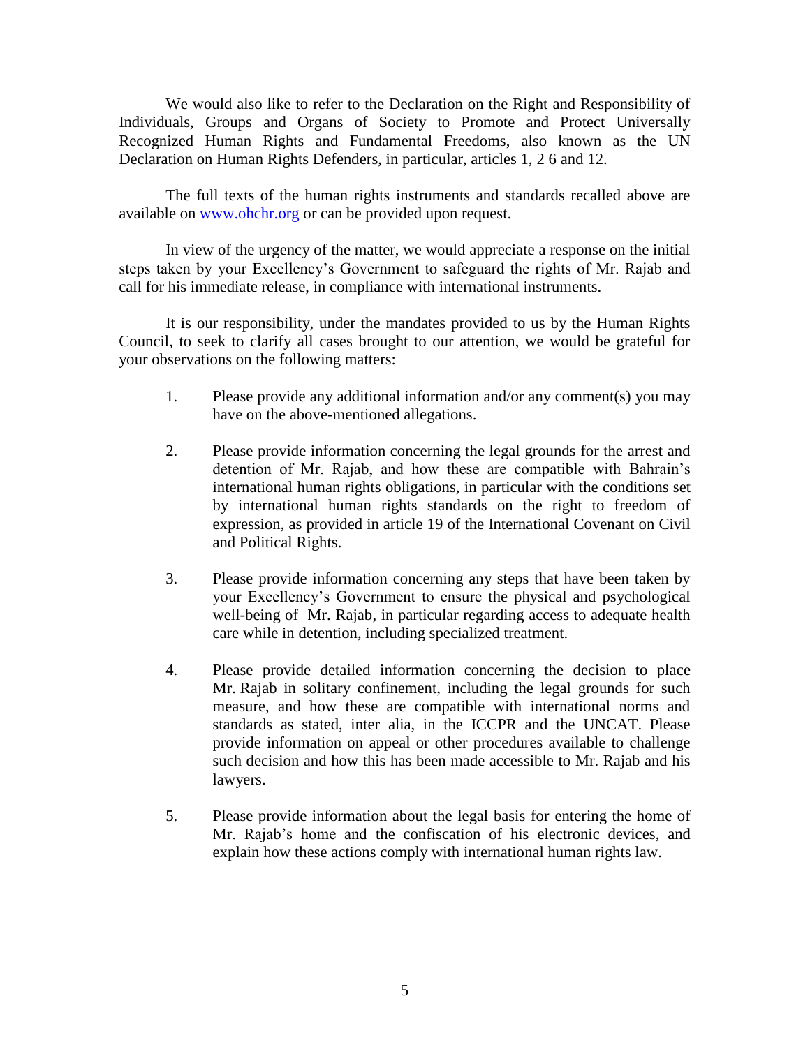We would also like to refer to the Declaration on the Right and Responsibility of Individuals, Groups and Organs of Society to Promote and Protect Universally Recognized Human Rights and Fundamental Freedoms, also known as the UN Declaration on Human Rights Defenders, in particular, articles 1, 2 6 and 12.

The full texts of the human rights instruments and standards recalled above are available on www.ohchr.org or can be provided upon request.

In view of the urgency of the matter, we would appreciate a response on the initial steps taken by your Excellency's Government to safeguard the rights of Mr. Rajab and call for his immediate release, in compliance with international instruments.

It is our responsibility, under the mandates provided to us by the Human Rights Council, to seek to clarify all cases brought to our attention, we would be grateful for your observations on the following matters:

1. Please provide any additional information and/or any comment(s) you may have on the above-mentioned allegations.

2. Please provide information concerning the legal grounds for the arrest and detention of Mr. Rajab, and how these are compatible with Bahrain's international human rights obligations, in particular with the conditions set by international human rights standards on the right to freedom of expression, as provided in article 19 of the International Covenant on Civil and Political Rights.

3. Please provide information concerning any steps that have been taken by your Excellency's Government to ensure the physical and psychological well-being of Mr. Rajab, in particular regarding access to adequate health care while in detention, including specialized treatment.

4. Please provide detailed information concerning the decision to place Mr. Rajab in solitary confinement, including the legal grounds for such measure, and how these are compatible with international norms and standards as stated, inter alia, in the ICCPR and the UNCAT. Please provide information on appeal or other procedures available to challenge such decision and how this has been made accessible to Mr. Rajab and his lawyers.

5. Please provide information about the legal basis for entering the home of Mr. Rajab's home and the confiscation of his electronic devices, and explain how these actions comply with international human rights law.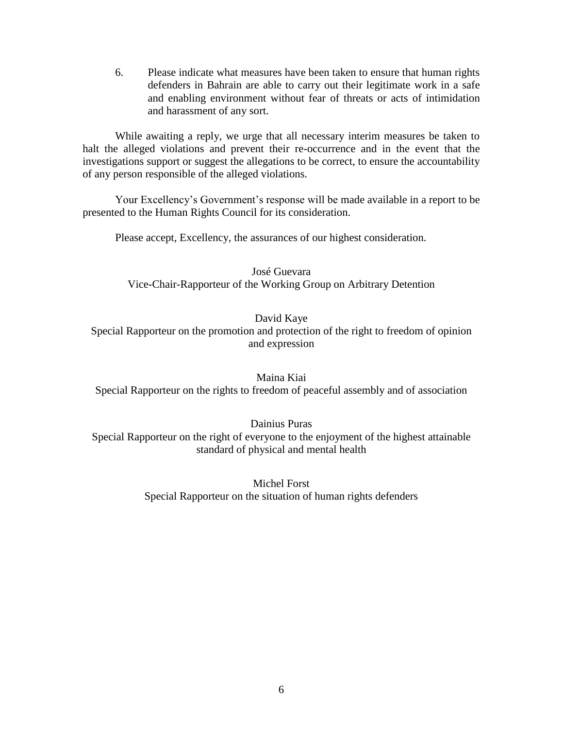6. Please indicate what measures have been taken to ensure that human rights defenders in Bahrain are able to carry out their legitimate work in a safe and enabling environment without fear of threats or acts of intimidation and harassment of any sort.

While awaiting a reply, we urge that all necessary interim measures be taken to halt the alleged violations and prevent their re-occurrence and in the event that the investigations support or suggest the allegations to be correct, to ensure the accountability of any person responsible of the alleged violations.

Your Excellency's Government's response will be made available in a report to be presented to the Human Rights Council for its consideration.

Please accept, Excellency, the assurances of our highest consideration.

José Guevara
Vice-Chair-Rapporteur of the Working Group on Arbitrary Detention

David Kaye
Special Rapporteur on the promotion and protection of the right to freedom of opinion and expression

Maina Kiai
Special Rapporteur on the rights to freedom of peaceful assembly and of association

Dainius Puras
Special Rapporteur on the right of everyone to the enjoyment of the highest attainable standard of physical and mental health

Michel Forst
Special Rapporteur on the situation of human rights defenders